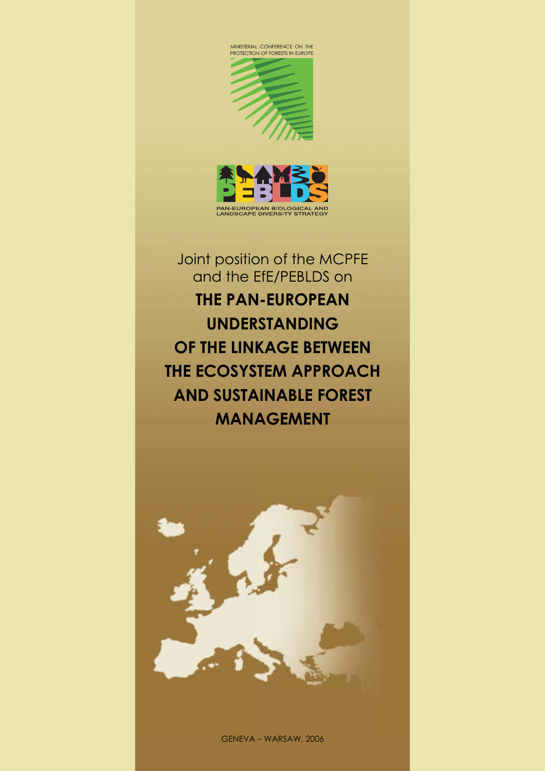MINISTERIAL CONFERENCE ON THE PROTECTION OF FORESTS IN EUROPE

PAN-EUROPEAN BIOLOGICAL AND LANDSCAPE DIVERSITY STRATEGY

Joint position of the MCPFE and the EfE/PEBLDS on

# THE PAN-EUROPEAN UNDERSTANDING OF THE LINKAGE BETWEEN THE ECOSYSTEM APPROACH AND SUSTAINABLE FOREST MANAGEMENT

GENEVA – WARSAW, 2006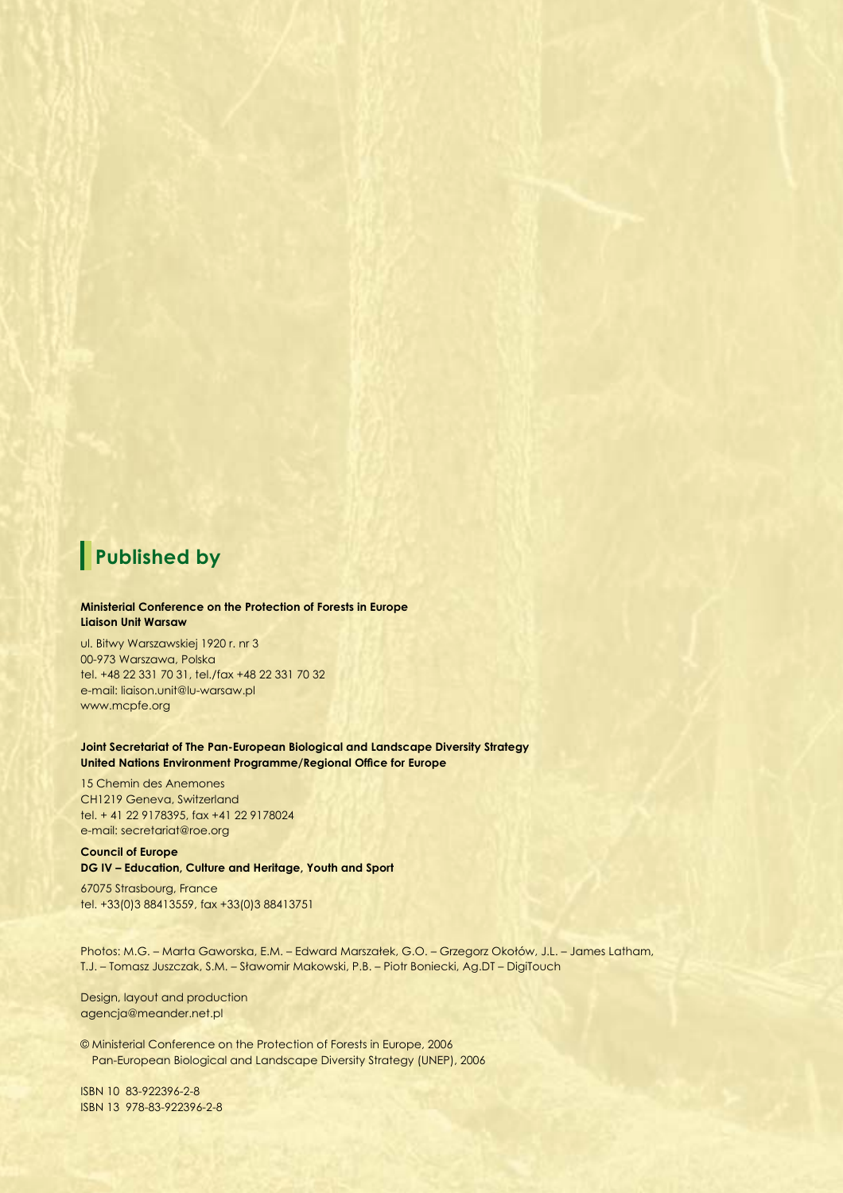## Published by

**Ministerial Conference on the Protection of Forests in Europe**
**Liaison Unit Warsaw**

ul. Bitwy Warszawskiej 1920 r. nr 3
00-973 Warszawa, Polska
tel. +48 22 331 70 31, tel./fax +48 22 331 70 32
e-mail: liaison.unit@lu-warsaw.pl
www.mcpfe.org

**Joint Secretariat of The Pan-European Biological and Landscape Diversity Strategy**
**United Nations Environment Programme/Regional Office for Europe**

15 Chemin des Anemones
CH1219 Geneva, Switzerland
tel. + 41 22 9178395, fax +41 22 9178024
e-mail: secretariat@roe.org

**Council of Europe**
**DG IV – Education, Culture and Heritage, Youth and Sport**

67075 Strasbourg, France
tel. +33(0)3 88413559, fax +33(0)3 88413751

Photos: M.G. – Marta Gaworska, E.M. – Edward Marszałek, G.O. – Grzegorz Okołów, J.L. – James Latham, T.J. – Tomasz Juszczak, S.M. – Sławomir Makowski, P.B. – Piotr Boniecki, Ag.DT – DigiTouch

Design, layout and production
agencja@meander.net.pl

© Ministerial Conference on the Protection of Forests in Europe, 2006
Pan-European Biological and Landscape Diversity Strategy (UNEP), 2006

ISBN 10 83-922396-2-8
ISBN 13 978-83-922396-2-8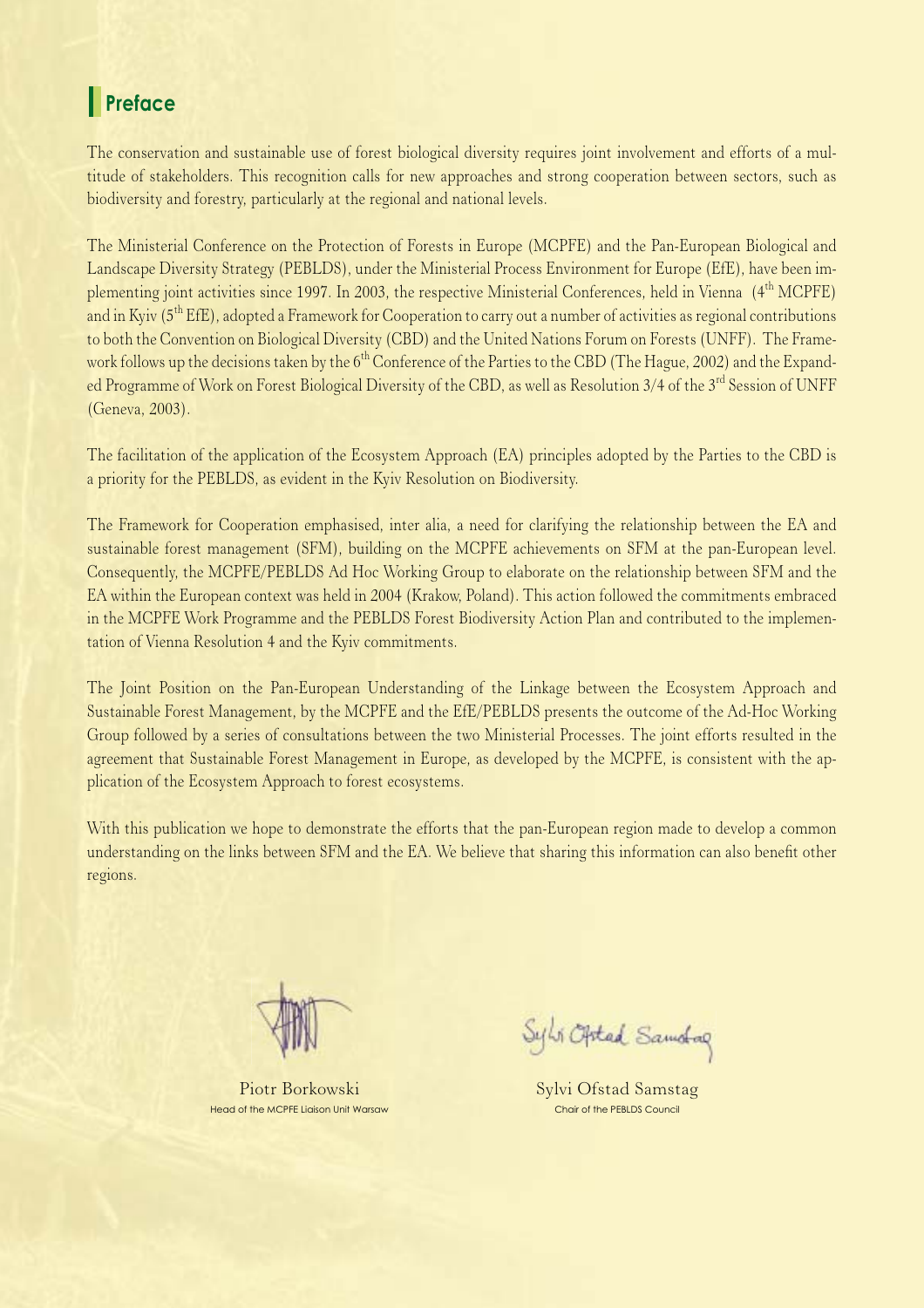## Preface

The conservation and sustainable use of forest biological diversity requires joint involvement and efforts of a multitude of stakeholders. This recognition calls for new approaches and strong cooperation between sectors, such as biodiversity and forestry, particularly at the regional and national levels.

The Ministerial Conference on the Protection of Forests in Europe (MCPFE) and the Pan-European Biological and Landscape Diversity Strategy (PEBLDS), under the Ministerial Process Environment for Europe (EfE), have been implementing joint activities since 1997. In 2003, the respective Ministerial Conferences, held in Vienna (4th MCPFE) and in Kyiv (5th EfE), adopted a Framework for Cooperation to carry out a number of activities as regional contributions to both the Convention on Biological Diversity (CBD) and the United Nations Forum on Forests (UNFF). The Framework follows up the decisions taken by the 6th Conference of the Parties to the CBD (The Hague, 2002) and the Expanded Programme of Work on Forest Biological Diversity of the CBD, as well as Resolution 3/4 of the 3rd Session of UNFF (Geneva, 2003).

The facilitation of the application of the Ecosystem Approach (EA) principles adopted by the Parties to the CBD is a priority for the PEBLDS, as evident in the Kyiv Resolution on Biodiversity.

The Framework for Cooperation emphasised, inter alia, a need for clarifying the relationship between the EA and sustainable forest management (SFM), building on the MCPFE achievements on SFM at the pan-European level. Consequently, the MCPFE/PEBLDS Ad Hoc Working Group to elaborate on the relationship between SFM and the EA within the European context was held in 2004 (Krakow, Poland). This action followed the commitments embraced in the MCPFE Work Programme and the PEBLDS Forest Biodiversity Action Plan and contributed to the implementation of Vienna Resolution 4 and the Kyiv commitments.

The Joint Position on the Pan-European Understanding of the Linkage between the Ecosystem Approach and Sustainable Forest Management, by the MCPFE and the EfE/PEBLDS presents the outcome of the Ad-Hoc Working Group followed by a series of consultations between the two Ministerial Processes. The joint efforts resulted in the agreement that Sustainable Forest Management in Europe, as developed by the MCPFE, is consistent with the application of the Ecosystem Approach to forest ecosystems.

With this publication we hope to demonstrate the efforts that the pan-European region made to develop a common understanding on the links between SFM and the EA. We believe that sharing this information can also benefit other regions.

Piotr Borkowski
Head of the MCPFE Liaison Unit Warsaw

Sylvi Ofstad Samstag
Chair of the PEBLDS Council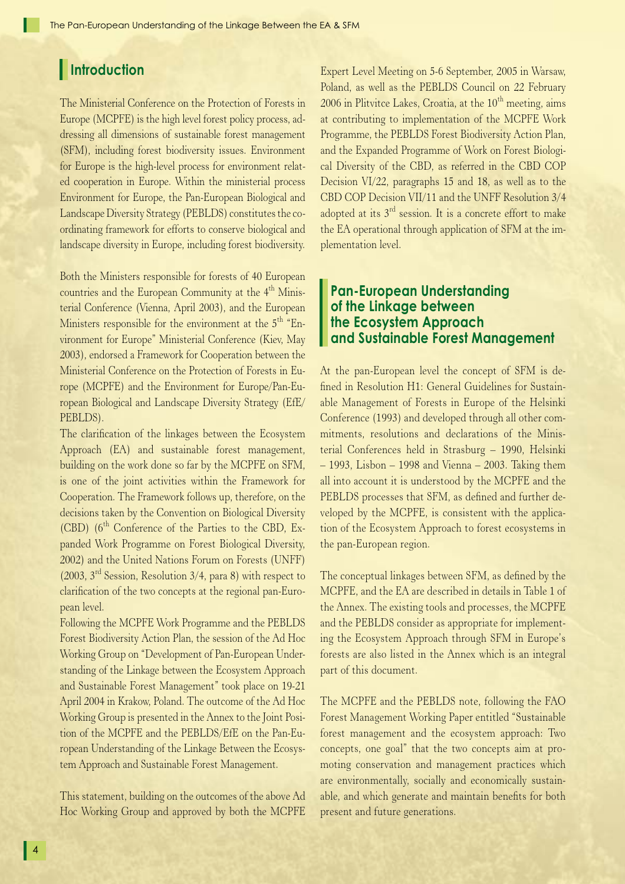## Introduction

The Ministerial Conference on the Protection of Forests in Europe (MCPFE) is the high level forest policy process, addressing all dimensions of sustainable forest management (SFM), including forest biodiversity issues. Environment for Europe is the high-level process for environment related cooperation in Europe. Within the ministerial process Environment for Europe, the Pan-European Biological and Landscape Diversity Strategy (PEBLDS) constitutes the coordinating framework for efforts to conserve biological and landscape diversity in Europe, including forest biodiversity.

Both the Ministers responsible for forests of 40 European countries and the European Community at the 4th Ministerial Conference (Vienna, April 2003), and the European Ministers responsible for the environment at the 5th "Environment for Europe" Ministerial Conference (Kiev, May 2003), endorsed a Framework for Cooperation between the Ministerial Conference on the Protection of Forests in Europe (MCPFE) and the Environment for Europe/Pan-European Biological and Landscape Diversity Strategy (EfE/PEBLDS).

The clarification of the linkages between the Ecosystem Approach (EA) and sustainable forest management, building on the work done so far by the MCPFE on SFM, is one of the joint activities within the Framework for Cooperation. The Framework follows up, therefore, on the decisions taken by the Convention on Biological Diversity (CBD) (6th Conference of the Parties to the CBD, Expanded Work Programme on Forest Biological Diversity, 2002) and the United Nations Forum on Forests (UNFF) (2003, 3rd Session, Resolution 3/4, para 8) with respect to clarification of the two concepts at the regional pan-European level.

Following the MCPFE Work Programme and the PEBLDS Forest Biodiversity Action Plan, the session of the Ad Hoc Working Group on "Development of Pan-European Understanding of the Linkage between the Ecosystem Approach and Sustainable Forest Management" took place on 19-21 April 2004 in Krakow, Poland. The outcome of the Ad Hoc Working Group is presented in the Annex to the Joint Position of the MCPFE and the PEBLDS/EfE on the Pan-European Understanding of the Linkage Between the Ecosystem Approach and Sustainable Forest Management.

This statement, building on the outcomes of the above Ad Hoc Working Group and approved by both the MCPFE Expert Level Meeting on 5-6 September, 2005 in Warsaw, Poland, as well as the PEBLDS Council on 22 February 2006 in Plitvitce Lakes, Croatia, at the 10th meeting, aims at contributing to implementation of the MCPFE Work Programme, the PEBLDS Forest Biodiversity Action Plan, and the Expanded Programme of Work on Forest Biological Diversity of the CBD, as referred in the CBD COP Decision VI/22, paragraphs 15 and 18, as well as to the CBD COP Decision VII/11 and the UNFF Resolution 3/4 adopted at its 3rd session. It is a concrete effort to make the EA operational through application of SFM at the implementation level.

## Pan-European Understanding of the Linkage between the Ecosystem Approach and Sustainable Forest Management

At the pan-European level the concept of SFM is defined in Resolution H1: General Guidelines for Sustainable Management of Forests in Europe of the Helsinki Conference (1993) and developed through all other commitments, resolutions and declarations of the Ministerial Conferences held in Strasburg – 1990, Helsinki – 1993, Lisbon – 1998 and Vienna – 2003. Taking them all into account it is understood by the MCPFE and the PEBLDS processes that SFM, as defined and further developed by the MCPFE, is consistent with the application of the Ecosystem Approach to forest ecosystems in the pan-European region.

The conceptual linkages between SFM, as defined by the MCPFE, and the EA are described in details in Table 1 of the Annex. The existing tools and processes, the MCPFE and the PEBLDS consider as appropriate for implementing the Ecosystem Approach through SFM in Europe's forests are also listed in the Annex which is an integral part of this document.

The MCPFE and the PEBLDS note, following the FAO Forest Management Working Paper entitled "Sustainable forest management and the ecosystem approach: Two concepts, one goal" that the two concepts aim at promoting conservation and management practices which are environmentally, socially and economically sustainable, and which generate and maintain benefits for both present and future generations.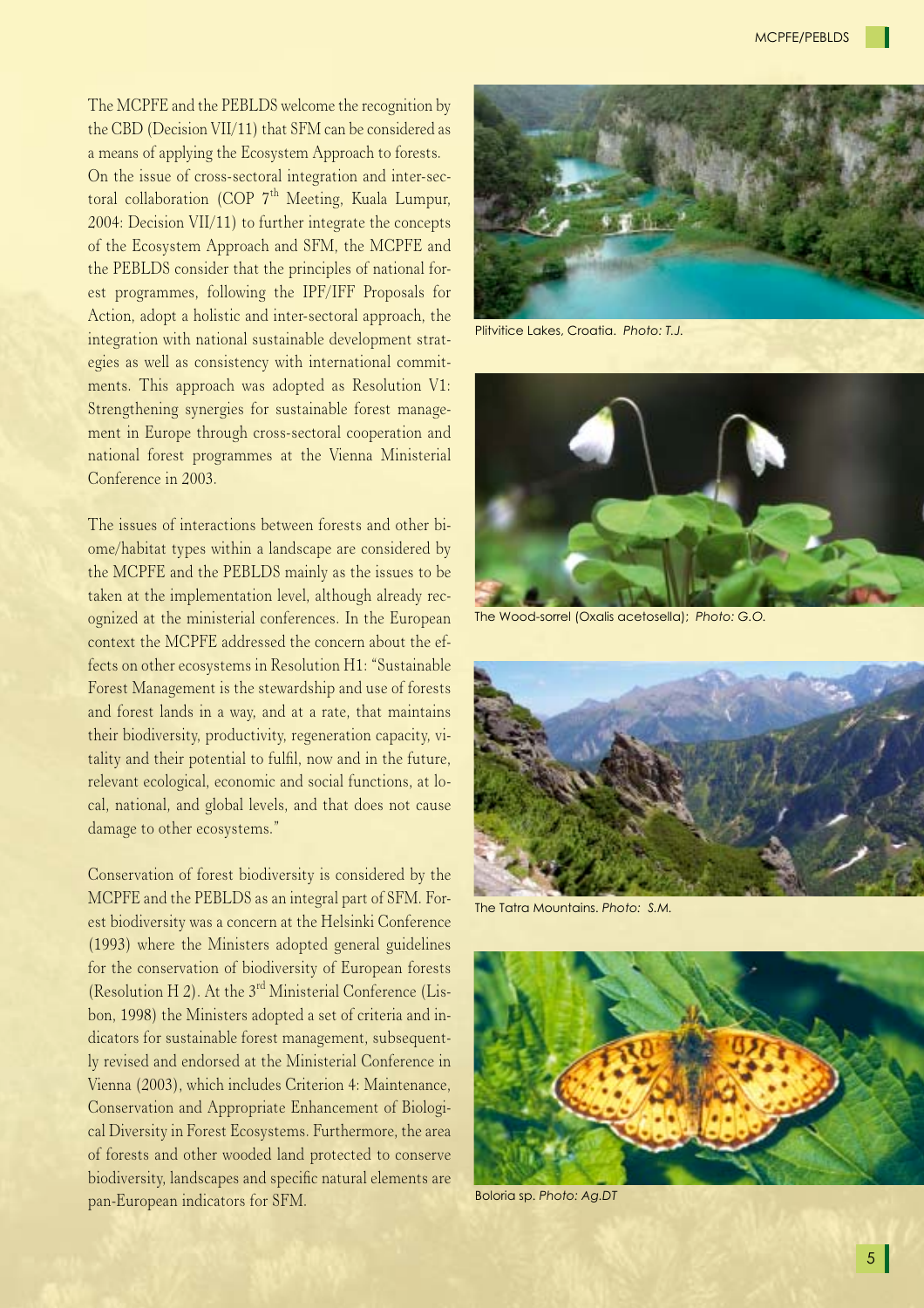The MCPFE and the PEBLDS welcome the recognition by the CBD (Decision VII/11) that SFM can be considered as a means of applying the Ecosystem Approach to forests. On the issue of cross-sectoral integration and inter-sectoral collaboration (COP 7th Meeting, Kuala Lumpur, 2004: Decision VII/11) to further integrate the concepts of the Ecosystem Approach and SFM, the MCPFE and the PEBLDS consider that the principles of national forest programmes, following the IPF/IFF Proposals for Action, adopt a holistic and inter-sectoral approach, the integration with national sustainable development strategies as well as consistency with international commitments. This approach was adopted as Resolution V1: Strengthening synergies for sustainable forest management in Europe through cross-sectoral cooperation and national forest programmes at the Vienna Ministerial Conference in 2003.

The issues of interactions between forests and other biome/habitat types within a landscape are considered by the MCPFE and the PEBLDS mainly as the issues to be taken at the implementation level, although already recognized at the ministerial conferences. In the European context the MCPFE addressed the concern about the effects on other ecosystems in Resolution H1: "Sustainable Forest Management is the stewardship and use of forests and forest lands in a way, and at a rate, that maintains their biodiversity, productivity, regeneration capacity, vitality and their potential to fulfil, now and in the future, relevant ecological, economic and social functions, at local, national, and global levels, and that does not cause damage to other ecosystems."

Conservation of forest biodiversity is considered by the MCPFE and the PEBLDS as an integral part of SFM. Forest biodiversity was a concern at the Helsinki Conference (1993) where the Ministers adopted general guidelines for the conservation of biodiversity of European forests (Resolution H 2). At the 3rd Ministerial Conference (Lisbon, 1998) the Ministers adopted a set of criteria and indicators for sustainable forest management, subsequently revised and endorsed at the Ministerial Conference in Vienna (2003), which includes Criterion 4: Maintenance, Conservation and Appropriate Enhancement of Biological Diversity in Forest Ecosystems. Furthermore, the area of forests and other wooded land protected to conserve biodiversity, landscapes and specific natural elements are pan-European indicators for SFM.

Plitvitice Lakes, Croatia. *Photo: T.J.*

The Wood-sorrel (Oxalis acetosella); *Photo: G.O.*

The Tatra Mountains. *Photo: S.M.*

Boloria sp. *Photo: Ag.DT*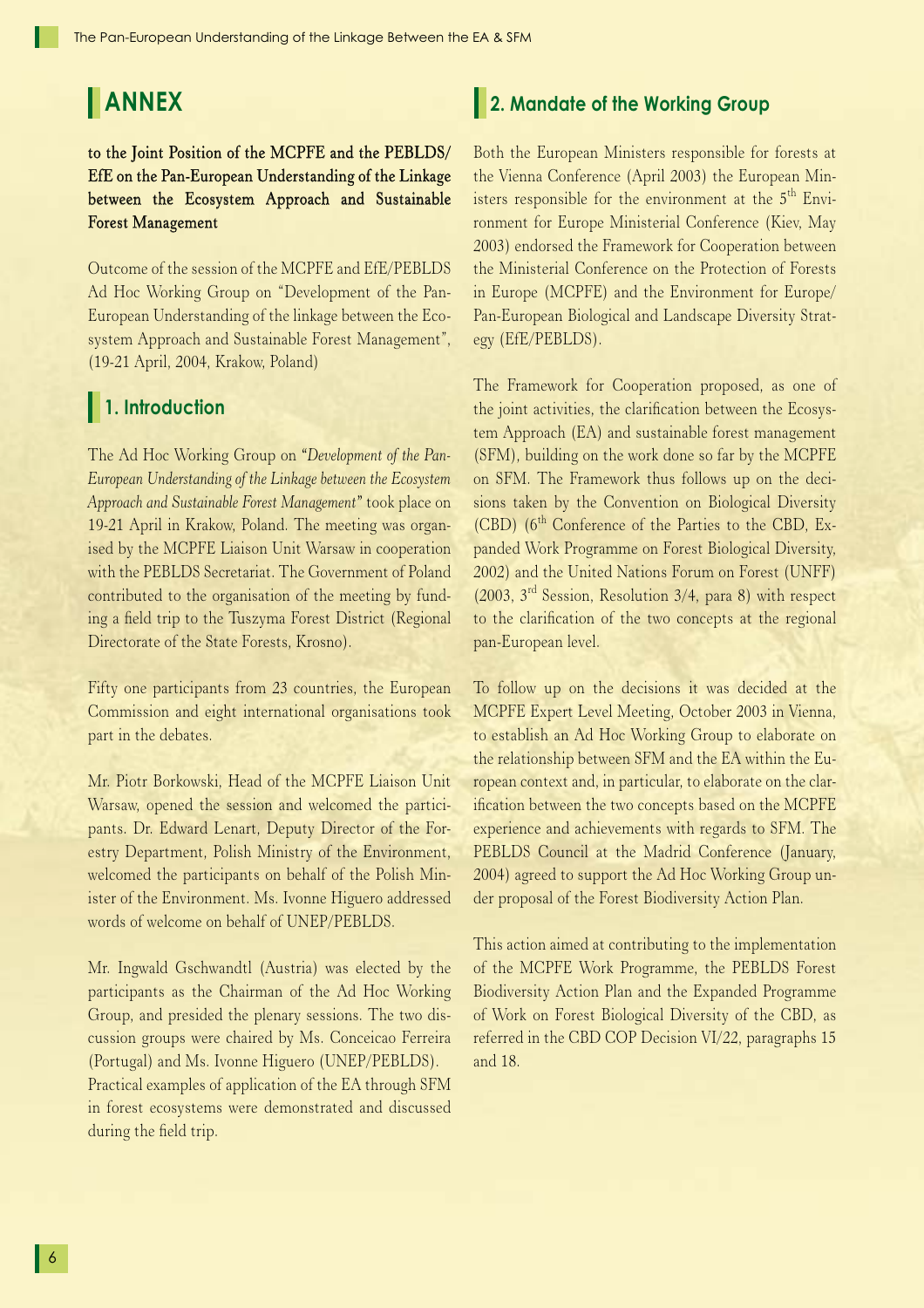# ANNEX

**to the Joint Position of the MCPFE and the PEBLDS/ EfE on the Pan-European Understanding of the Linkage between the Ecosystem Approach and Sustainable Forest Management**

Outcome of the session of the MCPFE and EfE/PEBLDS Ad Hoc Working Group on "Development of the Pan-European Understanding of the linkage between the Ecosystem Approach and Sustainable Forest Management", (19-21 April, 2004, Krakow, Poland)

## 1. Introduction

The Ad Hoc Working Group on "*Development of the Pan-European Understanding of the Linkage between the Ecosystem Approach and Sustainable Forest Management*" took place on 19-21 April in Krakow, Poland. The meeting was organised by the MCPFE Liaison Unit Warsaw in cooperation with the PEBLDS Secretariat. The Government of Poland contributed to the organisation of the meeting by funding a field trip to the Tuszyma Forest District (Regional Directorate of the State Forests, Krosno).

Fifty one participants from 23 countries, the European Commission and eight international organisations took part in the debates.

Mr. Piotr Borkowski, Head of the MCPFE Liaison Unit Warsaw, opened the session and welcomed the participants. Dr. Edward Lenart, Deputy Director of the Forestry Department, Polish Ministry of the Environment, welcomed the participants on behalf of the Polish Minister of the Environment. Ms. Ivonne Higuero addressed words of welcome on behalf of UNEP/PEBLDS.

Mr. Ingwald Gschwandtl (Austria) was elected by the participants as the Chairman of the Ad Hoc Working Group, and presided the plenary sessions. The two discussion groups were chaired by Ms. Conceicao Ferreira (Portugal) and Ms. Ivonne Higuero (UNEP/PEBLDS). Practical examples of application of the EA through SFM in forest ecosystems were demonstrated and discussed during the field trip.

## 2. Mandate of the Working Group

Both the European Ministers responsible for forests at the Vienna Conference (April 2003) the European Ministers responsible for the environment at the 5th Environment for Europe Ministerial Conference (Kiev, May 2003) endorsed the Framework for Cooperation between the Ministerial Conference on the Protection of Forests in Europe (MCPFE) and the Environment for Europe/ Pan-European Biological and Landscape Diversity Strategy (EfE/PEBLDS).

The Framework for Cooperation proposed, as one of the joint activities, the clarification between the Ecosystem Approach (EA) and sustainable forest management (SFM), building on the work done so far by the MCPFE on SFM. The Framework thus follows up on the decisions taken by the Convention on Biological Diversity (CBD) (6th Conference of the Parties to the CBD, Expanded Work Programme on Forest Biological Diversity, 2002) and the United Nations Forum on Forest (UNFF) (2003, 3rd Session, Resolution 3/4, para 8) with respect to the clarification of the two concepts at the regional pan-European level.

To follow up on the decisions it was decided at the MCPFE Expert Level Meeting, October 2003 in Vienna, to establish an Ad Hoc Working Group to elaborate on the relationship between SFM and the EA within the European context and, in particular, to elaborate on the clarification between the two concepts based on the MCPFE experience and achievements with regards to SFM. The PEBLDS Council at the Madrid Conference (January, 2004) agreed to support the Ad Hoc Working Group under proposal of the Forest Biodiversity Action Plan.

This action aimed at contributing to the implementation of the MCPFE Work Programme, the PEBLDS Forest Biodiversity Action Plan and the Expanded Programme of Work on Forest Biological Diversity of the CBD, as referred in the CBD COP Decision VI/22, paragraphs 15 and 18.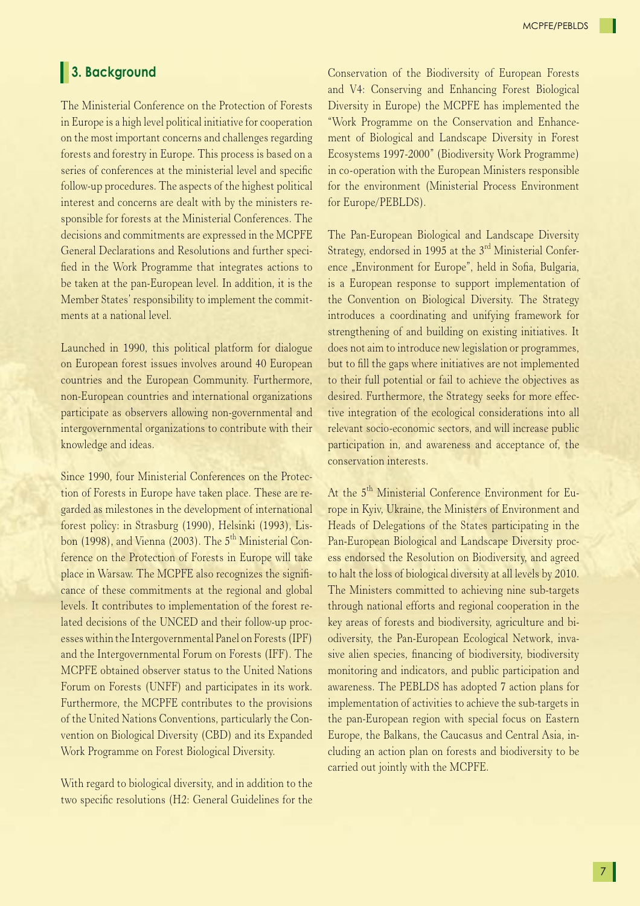## 3. Background

The Ministerial Conference on the Protection of Forests in Europe is a high level political initiative for cooperation on the most important concerns and challenges regarding forests and forestry in Europe. This process is based on a series of conferences at the ministerial level and specific follow-up procedures. The aspects of the highest political interest and concerns are dealt with by the ministers responsible for forests at the Ministerial Conferences. The decisions and commitments are expressed in the MCPFE General Declarations and Resolutions and further specified in the Work Programme that integrates actions to be taken at the pan-European level. In addition, it is the Member States' responsibility to implement the commitments at a national level.

Launched in 1990, this political platform for dialogue on European forest issues involves around 40 European countries and the European Community. Furthermore, non-European countries and international organizations participate as observers allowing non-governmental and intergovernmental organizations to contribute with their knowledge and ideas.

Since 1990, four Ministerial Conferences on the Protection of Forests in Europe have taken place. These are regarded as milestones in the development of international forest policy: in Strasburg (1990), Helsinki (1993), Lisbon (1998), and Vienna (2003). The 5th Ministerial Conference on the Protection of Forests in Europe will take place in Warsaw. The MCPFE also recognizes the significance of these commitments at the regional and global levels. It contributes to implementation of the forest related decisions of the UNCED and their follow-up processes within the Intergovernmental Panel on Forests (IPF) and the Intergovernmental Forum on Forests (IFF). The MCPFE obtained observer status to the United Nations Forum on Forests (UNFF) and participates in its work. Furthermore, the MCPFE contributes to the provisions of the United Nations Conventions, particularly the Convention on Biological Diversity (CBD) and its Expanded Work Programme on Forest Biological Diversity.

With regard to biological diversity, and in addition to the two specific resolutions (H2: General Guidelines for the Conservation of the Biodiversity of European Forests and V4: Conserving and Enhancing Forest Biological Diversity in Europe) the MCPFE has implemented the "Work Programme on the Conservation and Enhancement of Biological and Landscape Diversity in Forest Ecosystems 1997-2000" (Biodiversity Work Programme) in co-operation with the European Ministers responsible for the environment (Ministerial Process Environment for Europe/PEBLDS).

The Pan-European Biological and Landscape Diversity Strategy, endorsed in 1995 at the 3rd Ministerial Conference „Environment for Europe", held in Sofia, Bulgaria, is a European response to support implementation of the Convention on Biological Diversity. The Strategy introduces a coordinating and unifying framework for strengthening of and building on existing initiatives. It does not aim to introduce new legislation or programmes, but to fill the gaps where initiatives are not implemented to their full potential or fail to achieve the objectives as desired. Furthermore, the Strategy seeks for more effective integration of the ecological considerations into all relevant socio-economic sectors, and will increase public participation in, and awareness and acceptance of, the conservation interests.

At the 5th Ministerial Conference Environment for Europe in Kyiv, Ukraine, the Ministers of Environment and Heads of Delegations of the States participating in the Pan-European Biological and Landscape Diversity process endorsed the Resolution on Biodiversity, and agreed to halt the loss of biological diversity at all levels by 2010. The Ministers committed to achieving nine sub-targets through national efforts and regional cooperation in the key areas of forests and biodiversity, agriculture and biodiversity, the Pan-European Ecological Network, invasive alien species, financing of biodiversity, biodiversity monitoring and indicators, and public participation and awareness. The PEBLDS has adopted 7 action plans for implementation of activities to achieve the sub-targets in the pan-European region with special focus on Eastern Europe, the Balkans, the Caucasus and Central Asia, including an action plan on forests and biodiversity to be carried out jointly with the MCPFE.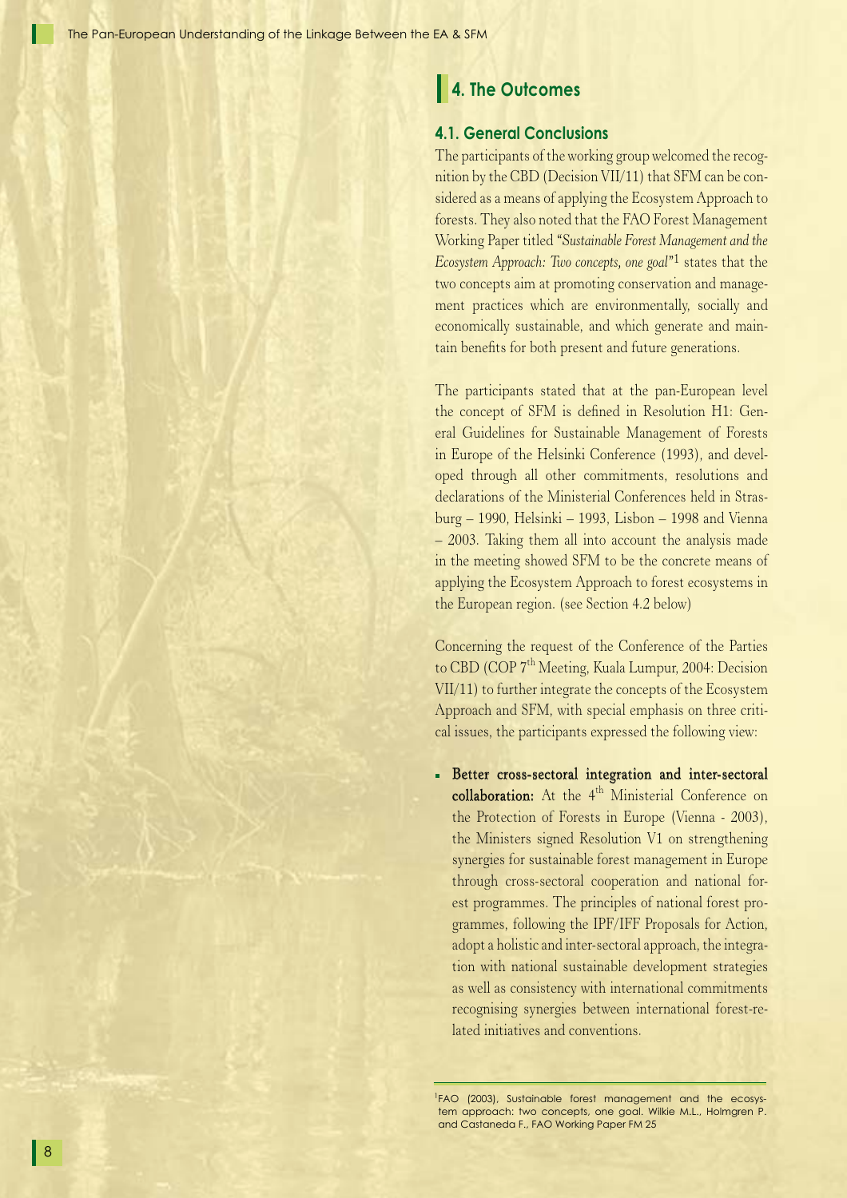## 4. The Outcomes

### 4.1. General Conclusions

The participants of the working group welcomed the recognition by the CBD (Decision VII/11) that SFM can be considered as a means of applying the Ecosystem Approach to forests. They also noted that the FAO Forest Management Working Paper titled "*Sustainable Forest Management and the Ecosystem Approach: Two concepts, one goal*"[1] states that the two concepts aim at promoting conservation and management practices which are environmentally, socially and economically sustainable, and which generate and maintain benefits for both present and future generations.

The participants stated that at the pan-European level the concept of SFM is defined in Resolution H1: General Guidelines for Sustainable Management of Forests in Europe of the Helsinki Conference (1993), and developed through all other commitments, resolutions and declarations of the Ministerial Conferences held in Strasburg – 1990, Helsinki – 1993, Lisbon – 1998 and Vienna – 2003. Taking them all into account the analysis made in the meeting showed SFM to be the concrete means of applying the Ecosystem Approach to forest ecosystems in the European region. (see Section 4.2 below)

Concerning the request of the Conference of the Parties to CBD (COP 7th Meeting, Kuala Lumpur, 2004: Decision VII/11) to further integrate the concepts of the Ecosystem Approach and SFM, with special emphasis on three critical issues, the participants expressed the following view:

- **Better cross-sectoral integration and inter-sectoral collaboration:** At the 4th Ministerial Conference on the Protection of Forests in Europe (Vienna - 2003), the Ministers signed Resolution V1 on strengthening synergies for sustainable forest management in Europe through cross-sectoral cooperation and national forest programmes. The principles of national forest programmes, following the IPF/IFF Proposals for Action, adopt a holistic and inter-sectoral approach, the integration with national sustainable development strategies as well as consistency with international commitments recognising synergies between international forest-related initiatives and conventions.

---

[1] FAO (2003), Sustainable forest management and the ecosystem approach: two concepts, one goal. Wilkie M.L., Holmgren P. and Castaneda F., FAO Working Paper FM 25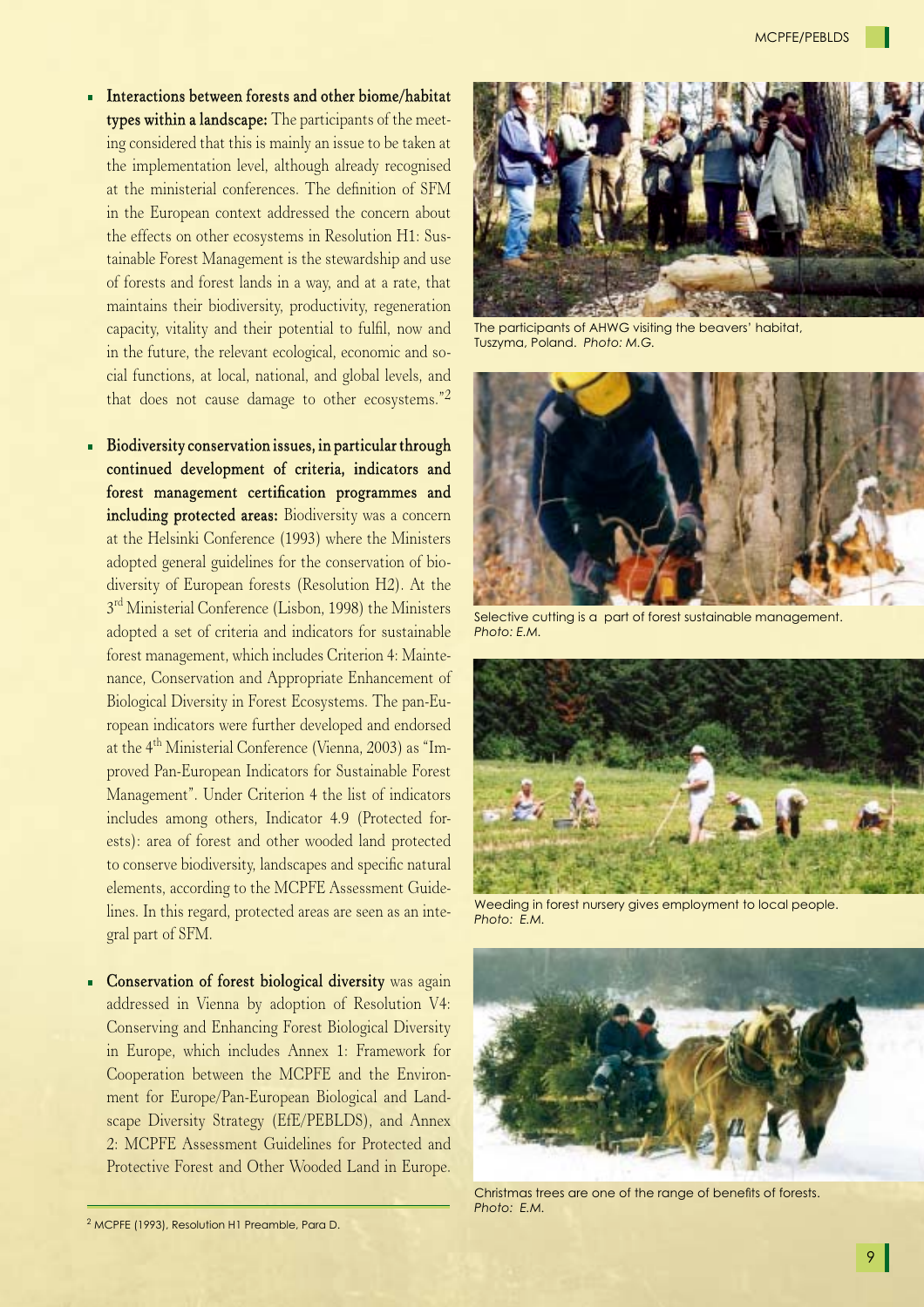- **Interactions between forests and other biome/habitat types within a landscape:** The participants of the meeting considered that this is mainly an issue to be taken at the implementation level, although already recognised at the ministerial conferences. The definition of SFM in the European context addressed the concern about the effects on other ecosystems in Resolution H1: Sustainable Forest Management is the stewardship and use of forests and forest lands in a way, and at a rate, that maintains their biodiversity, productivity, regeneration capacity, vitality and their potential to fulfil, now and in the future, the relevant ecological, economic and social functions, at local, national, and global levels, and that does not cause damage to other ecosystems."[2]

- **Biodiversity conservation issues, in particular through continued development of criteria, indicators and forest management certification programmes and including protected areas:** Biodiversity was a concern at the Helsinki Conference (1993) where the Ministers adopted general guidelines for the conservation of biodiversity of European forests (Resolution H2). At the 3rd Ministerial Conference (Lisbon, 1998) the Ministers adopted a set of criteria and indicators for sustainable forest management, which includes Criterion 4: Maintenance, Conservation and Appropriate Enhancement of Biological Diversity in Forest Ecosystems. The pan-European indicators were further developed and endorsed at the 4th Ministerial Conference (Vienna, 2003) as "Improved Pan-European Indicators for Sustainable Forest Management". Under Criterion 4 the list of indicators includes among others, Indicator 4.9 (Protected forests): area of forest and other wooded land protected to conserve biodiversity, landscapes and specific natural elements, according to the MCPFE Assessment Guidelines. In this regard, protected areas are seen as an integral part of SFM.

- **Conservation of forest biological diversity** was again addressed in Vienna by adoption of Resolution V4: Conserving and Enhancing Forest Biological Diversity in Europe, which includes Annex 1: Framework for Cooperation between the MCPFE and the Environment for Europe/Pan-European Biological and Landscape Diversity Strategy (EfE/PEBLDS), and Annex 2: MCPFE Assessment Guidelines for Protected and Protective Forest and Other Wooded Land in Europe.

The participants of AHWG visiting the beavers' habitat, Tuszyma, Poland. *Photo: M.G.*

Selective cutting is a part of forest sustainable management. *Photo: E.M.*

Weeding in forest nursery gives employment to local people. *Photo: E.M.*

Christmas trees are one of the range of benefits of forests. *Photo: E.M.*

---

[2] MCPFE (1993), Resolution H1 Preamble, Para D.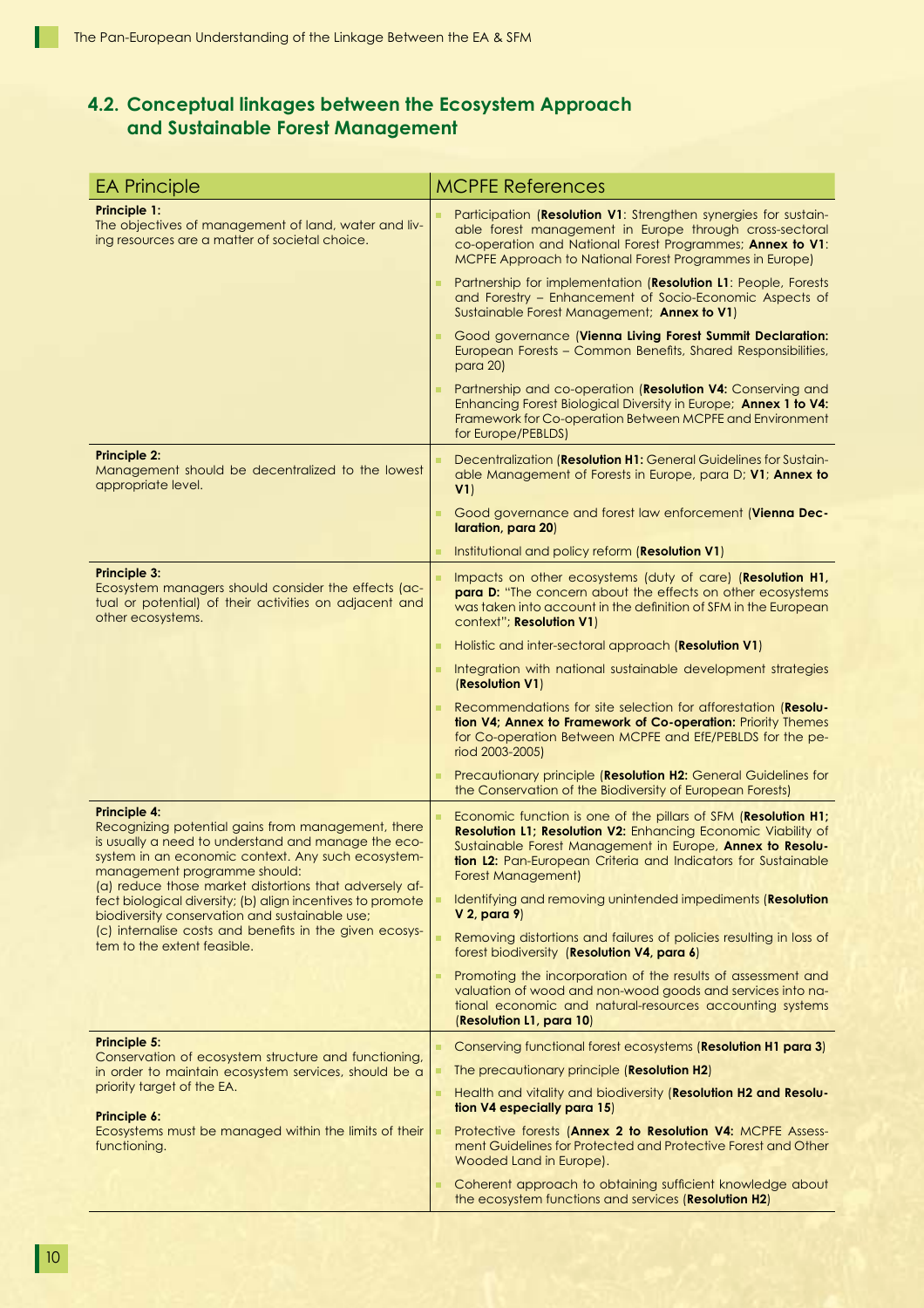## 4.2. Conceptual linkages between the Ecosystem Approach and Sustainable Forest Management

| EA Principle | MCPFE References |
|---|---|
| **Principle 1:** The objectives of management of land, water and living resources are a matter of societal choice. | Participation (**Resolution V1**: Strengthen synergies for sustainable forest management in Europe through cross-sectoral co-operation and National Forest Programmes; **Annex to V1**: MCPFE Approach to National Forest Programmes in Europe) |
| | Partnership for implementation (**Resolution L1**: People, Forests and Forestry – Enhancement of Socio-Economic Aspects of Sustainable Forest Management; **Annex to V1**) |
| | Good governance (**Vienna Living Forest Summit Declaration:** European Forests – Common Benefits, Shared Responsibilities, para 20) |
| | Partnership and co-operation (**Resolution V4:** Conserving and Enhancing Forest Biological Diversity in Europe; **Annex 1 to V4:** Framework for Co-operation Between MCPFE and Environment for Europe/PEBLDS) |
| **Principle 2:** Management should be decentralized to the lowest appropriate level. | Decentralization (**Resolution H1:** General Guidelines for Sustainable Management of Forests in Europe, para D; **V1**; **Annex to V1**) |
| | Good governance and forest law enforcement (**Vienna Declaration, para 20**) |
| | Institutional and policy reform (**Resolution V1**) |
| **Principle 3:** Ecosystem managers should consider the effects (actual or potential) of their activities on adjacent and other ecosystems. | Impacts on other ecosystems (duty of care) (**Resolution H1, para D:** "The concern about the effects on other ecosystems was taken into account in the definition of SFM in the European context"; **Resolution V1**) |
| | Holistic and inter-sectoral approach (**Resolution V1**) |
| | Integration with national sustainable development strategies (**Resolution V1**) |
| | Recommendations for site selection for afforestation (**Resolution V4; Annex to Framework of Co-operation:** Priority Themes for Co-operation Between MCPFE and EfE/PEBLDS for the period 2003-2005) |
| | Precautionary principle (**Resolution H2:** General Guidelines for the Conservation of the Biodiversity of European Forests) |
| **Principle 4:** Recognizing potential gains from management, there is usually a need to understand and manage the ecosystem in an economic context. Any such ecosystem-management programme should: (a) reduce those market distortions that adversely affect biological diversity; (b) align incentives to promote biodiversity conservation and sustainable use; (c) internalise costs and benefits in the given ecosystem to the extent feasible. | Economic function is one of the pillars of SFM (**Resolution H1; Resolution L1; Resolution V2:** Enhancing Economic Viability of Sustainable Forest Management in Europe, **Annex to Resolution L2:** Pan-European Criteria and Indicators for Sustainable Forest Management) |
| | Identifying and removing unintended impediments (**Resolution V 2, para 9**) |
| | Removing distortions and failures of policies resulting in loss of forest biodiversity (**Resolution V4, para 6**) |
| | Promoting the incorporation of the results of assessment and valuation of wood and non-wood goods and services into national economic and natural-resources accounting systems (**Resolution L1, para 10**) |
| **Principle 5:** Conservation of ecosystem structure and functioning, in order to maintain ecosystem services, should be a priority target of the EA. **Principle 6:** Ecosystems must be managed within the limits of their functioning. | Conserving functional forest ecosystems (**Resolution H1 para 3**) |
| | The precautionary principle (**Resolution H2**) |
| | Health and vitality and biodiversity (**Resolution H2 and Resolution V4 especially para 15**) |
| | Protective forests (**Annex 2 to Resolution V4:** MCPFE Assessment Guidelines for Protected and Protective Forest and Other Wooded Land in Europe). |
| | Coherent approach to obtaining sufficient knowledge about the ecosystem functions and services (**Resolution H2**) |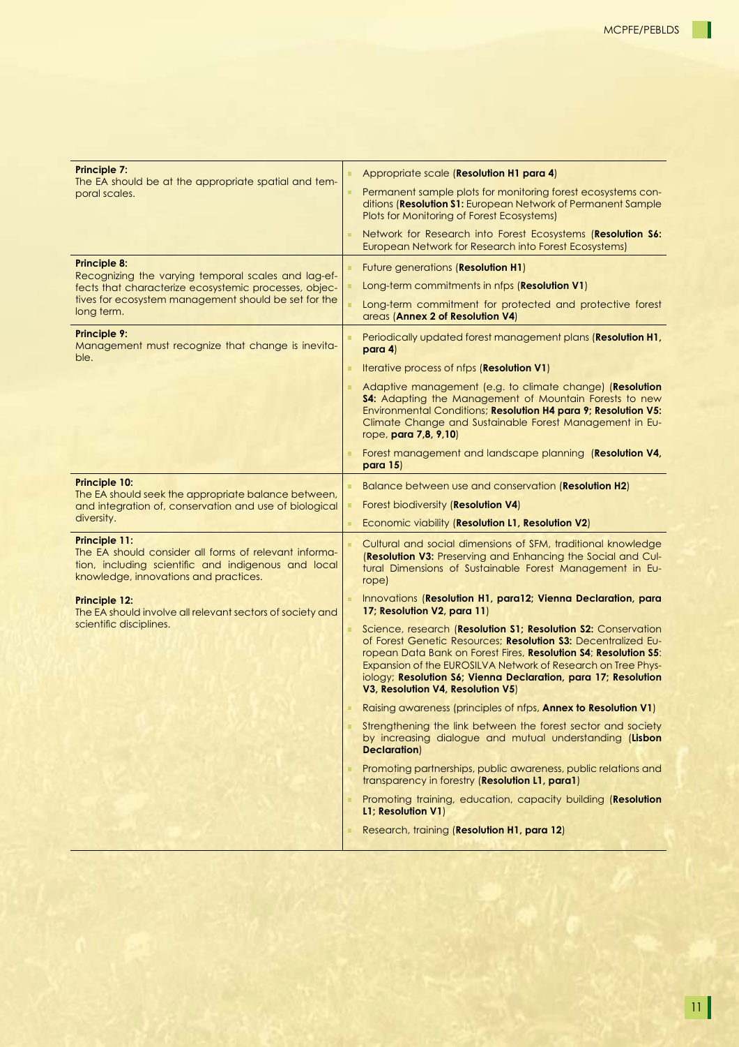| **Principle 7:** The EA should be at the appropriate spatial and temporal scales. | Appropriate scale (**Resolution H1 para 4**)<br>Permanent sample plots for monitoring forest ecosystems conditions (**Resolution S1:** European Network of Permanent Sample Plots for Monitoring of Forest Ecosystems)<br>Network for Research into Forest Ecosystems (**Resolution S6:** European Network for Research into Forest Ecosystems) |
|---|---|
| **Principle 8:** Recognizing the varying temporal scales and lag-effects that characterize ecosystemic processes, objectives for ecosystem management should be set for the long term. | Future generations (**Resolution H1**)<br>Long-term commitments in nfps (**Resolution V1**)<br>Long-term commitment for protected and protective forest areas (**Annex 2 of Resolution V4**) |
| **Principle 9:** Management must recognize that change is inevitable. | Periodically updated forest management plans (**Resolution H1, para 4**)<br>Iterative process of nfps (**Resolution V1**)<br>Adaptive management (e.g. to climate change) (**Resolution S4:** Adapting the Management of Mountain Forests to new Environmental Conditions; **Resolution H4 para 9; Resolution V5:** Climate Change and Sustainable Forest Management in Europe, **para 7,8, 9,10**)<br>Forest management and landscape planning (**Resolution V4, para 15**) |
| **Principle 10:** The EA should seek the appropriate balance between, and integration of, conservation and use of biological diversity. | Balance between use and conservation (**Resolution H2**)<br>Forest biodiversity (**Resolution V4**)<br>Economic viability (**Resolution L1, Resolution V2**) |
| **Principle 11:** The EA should consider all forms of relevant information, including scientific and indigenous and local knowledge, innovations and practices.<br><br>**Principle 12:** The EA should involve all relevant sectors of society and scientific disciplines. | Cultural and social dimensions of SFM, traditional knowledge (**Resolution V3:** Preserving and Enhancing the Social and Cultural Dimensions of Sustainable Forest Management in Europe)<br>Innovations (**Resolution H1, para12; Vienna Declaration, para 17; Resolution V2, para 11**)<br>Science, research (**Resolution S1; Resolution S2:** Conservation of Forest Genetic Resources; **Resolution S3:** Decentralized European Data Bank on Forest Fires, **Resolution S4**; **Resolution S5**: Expansion of the EUROSILVA Network of Research on Tree Physiology; **Resolution S6; Vienna Declaration, para 17; Resolution V3, Resolution V4, Resolution V5**)<br>Raising awareness (principles of nfps, **Annex to Resolution V1**)<br>Strengthening the link between the forest sector and society by increasing dialogue and mutual understanding (**Lisbon Declaration**)<br>Promoting partnerships, public awareness, public relations and transparency in forestry (**Resolution L1, para1**)<br>Promoting training, education, capacity building (**Resolution L1; Resolution V1**)<br>Research, training (**Resolution H1, para 12**) |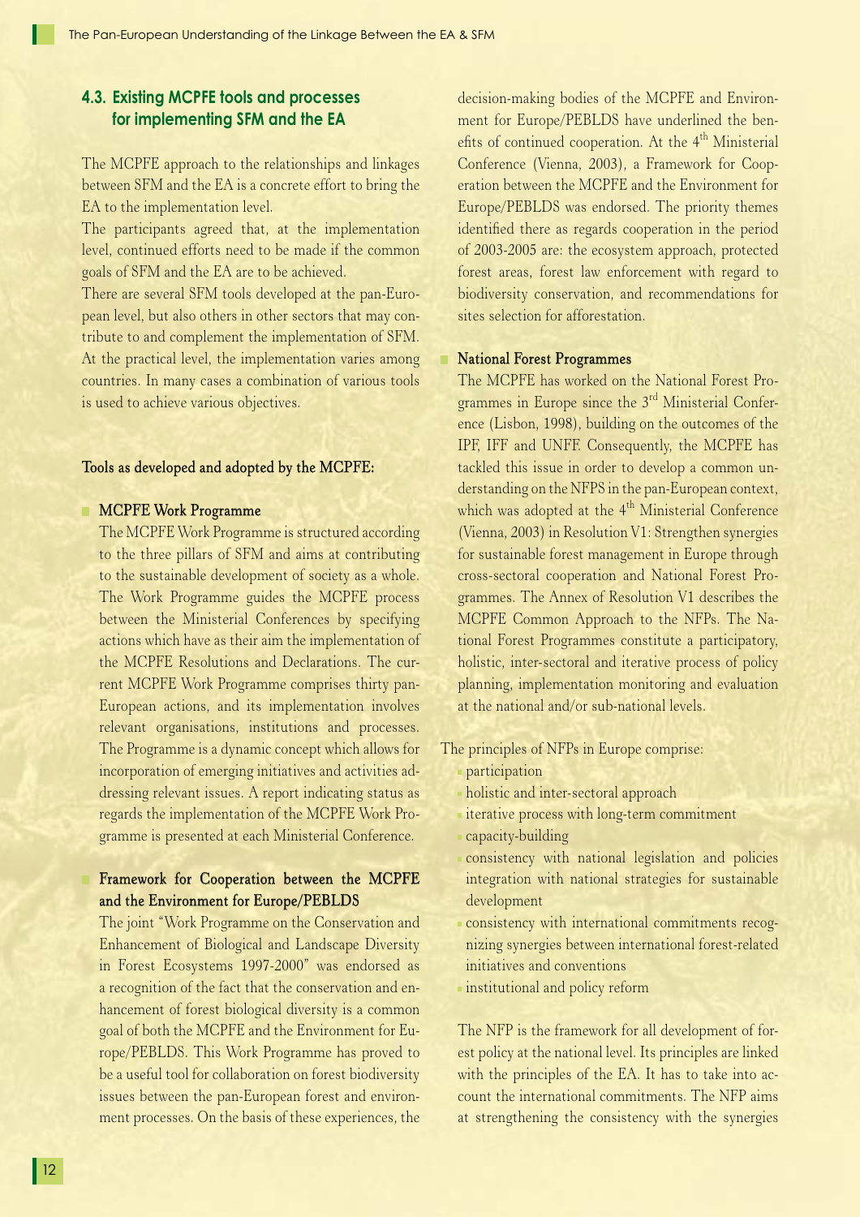## 4.3. Existing MCPFE tools and processes for implementing SFM and the EA

The MCPFE approach to the relationships and linkages between SFM and the EA is a concrete effort to bring the EA to the implementation level.

The participants agreed that, at the implementation level, continued efforts need to be made if the common goals of SFM and the EA are to be achieved.

There are several SFM tools developed at the pan-European level, but also others in other sectors that may contribute to and complement the implementation of SFM. At the practical level, the implementation varies among countries. In many cases a combination of various tools is used to achieve various objectives.

**Tools as developed and adopted by the MCPFE:**

- **MCPFE Work Programme**

  The MCPFE Work Programme is structured according to the three pillars of SFM and aims at contributing to the sustainable development of society as a whole. The Work Programme guides the MCPFE process between the Ministerial Conferences by specifying actions which have as their aim the implementation of the MCPFE Resolutions and Declarations. The current MCPFE Work Programme comprises thirty pan-European actions, and its implementation involves relevant organisations, institutions and processes. The Programme is a dynamic concept which allows for incorporation of emerging initiatives and activities addressing relevant issues. A report indicating status as regards the implementation of the MCPFE Work Programme is presented at each Ministerial Conference.

- **Framework for Cooperation between the MCPFE and the Environment for Europe/PEBLDS**

  The joint "Work Programme on the Conservation and Enhancement of Biological and Landscape Diversity in Forest Ecosystems 1997-2000" was endorsed as a recognition of the fact that the conservation and enhancement of forest biological diversity is a common goal of both the MCPFE and the Environment for Europe/PEBLDS. This Work Programme has proved to be a useful tool for collaboration on forest biodiversity issues between the pan-European forest and environment processes. On the basis of these experiences, the decision-making bodies of the MCPFE and Environment for Europe/PEBLDS have underlined the benefits of continued cooperation. At the 4th Ministerial Conference (Vienna, 2003), a Framework for Cooperation between the MCPFE and the Environment for Europe/PEBLDS was endorsed. The priority themes identified there as regards cooperation in the period of 2003-2005 are: the ecosystem approach, protected forest areas, forest law enforcement with regard to biodiversity conservation, and recommendations for sites selection for afforestation.

- **National Forest Programmes**

  The MCPFE has worked on the National Forest Programmes in Europe since the 3rd Ministerial Conference (Lisbon, 1998), building on the outcomes of the IPF, IFF and UNFF. Consequently, the MCPFE has tackled this issue in order to develop a common understanding on the NFPS in the pan-European context, which was adopted at the 4th Ministerial Conference (Vienna, 2003) in Resolution V1: Strengthen synergies for sustainable forest management in Europe through cross-sectoral cooperation and National Forest Programmes. The Annex of Resolution V1 describes the MCPFE Common Approach to the NFPs. The National Forest Programmes constitute a participatory, holistic, inter-sectoral and iterative process of policy planning, implementation monitoring and evaluation at the national and/or sub-national levels.

The principles of NFPs in Europe comprise:

- participation
- holistic and inter-sectoral approach
- iterative process with long-term commitment
- capacity-building
- consistency with national legislation and policies integration with national strategies for sustainable development
- consistency with international commitments recognizing synergies between international forest-related initiatives and conventions
- institutional and policy reform

The NFP is the framework for all development of forest policy at the national level. Its principles are linked with the principles of the EA. It has to take into account the international commitments. The NFP aims at strengthening the consistency with the synergies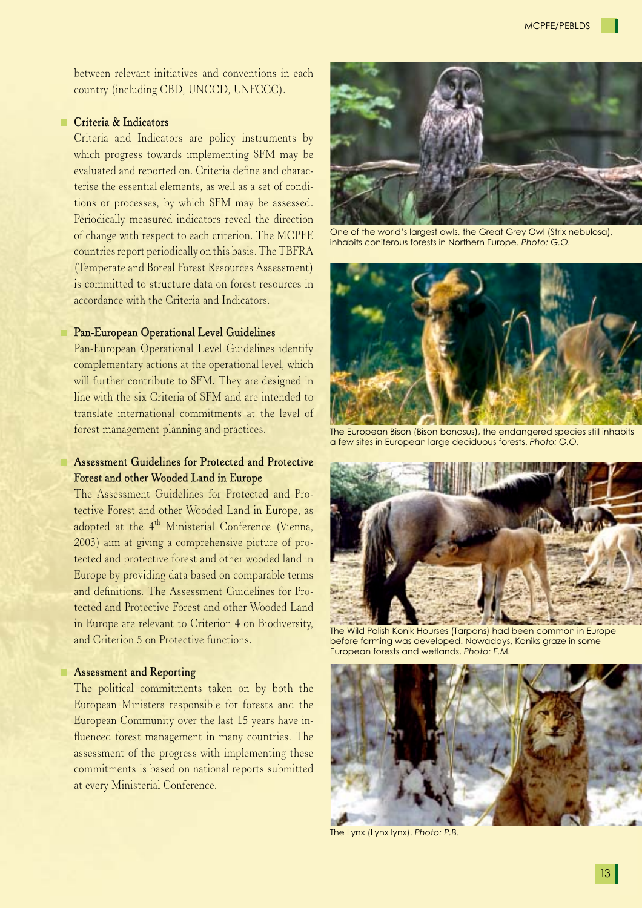between relevant initiatives and conventions in each country (including CBD, UNCCD, UNFCCC).

### Criteria & Indicators

Criteria and Indicators are policy instruments by which progress towards implementing SFM may be evaluated and reported on. Criteria define and characterise the essential elements, as well as a set of conditions or processes, by which SFM may be assessed. Periodically measured indicators reveal the direction of change with respect to each criterion. The MCPFE countries report periodically on this basis. The TBFRA (Temperate and Boreal Forest Resources Assessment) is committed to structure data on forest resources in accordance with the Criteria and Indicators.

### Pan-European Operational Level Guidelines

Pan-European Operational Level Guidelines identify complementary actions at the operational level, which will further contribute to SFM. They are designed in line with the six Criteria of SFM and are intended to translate international commitments at the level of forest management planning and practices.

### Assessment Guidelines for Protected and Protective Forest and other Wooded Land in Europe

The Assessment Guidelines for Protected and Protective Forest and other Wooded Land in Europe, as adopted at the 4th Ministerial Conference (Vienna, 2003) aim at giving a comprehensive picture of protected and protective forest and other wooded land in Europe by providing data based on comparable terms and definitions. The Assessment Guidelines for Protected and Protective Forest and other Wooded Land in Europe are relevant to Criterion 4 on Biodiversity, and Criterion 5 on Protective functions.

### Assessment and Reporting

The political commitments taken on by both the European Ministers responsible for forests and the European Community over the last 15 years have influenced forest management in many countries. The assessment of the progress with implementing these commitments is based on national reports submitted at every Ministerial Conference.

One of the world's largest owls, the Great Grey Owl (Strix nebulosa), inhabits coniferous forests in Northern Europe. *Photo: G.O.*

The European Bison (Bison bonasus), the endangered species still inhabits a few sites in European large deciduous forests. *Photo: G.O.*

The Wild Polish Konik Hourses (Tarpans) had been common in Europe before farming was developed. Nowadays, Koniks graze in some European forests and wetlands. *Photo: E.M.*

The Lynx (Lynx lynx). *Photo: P.B.*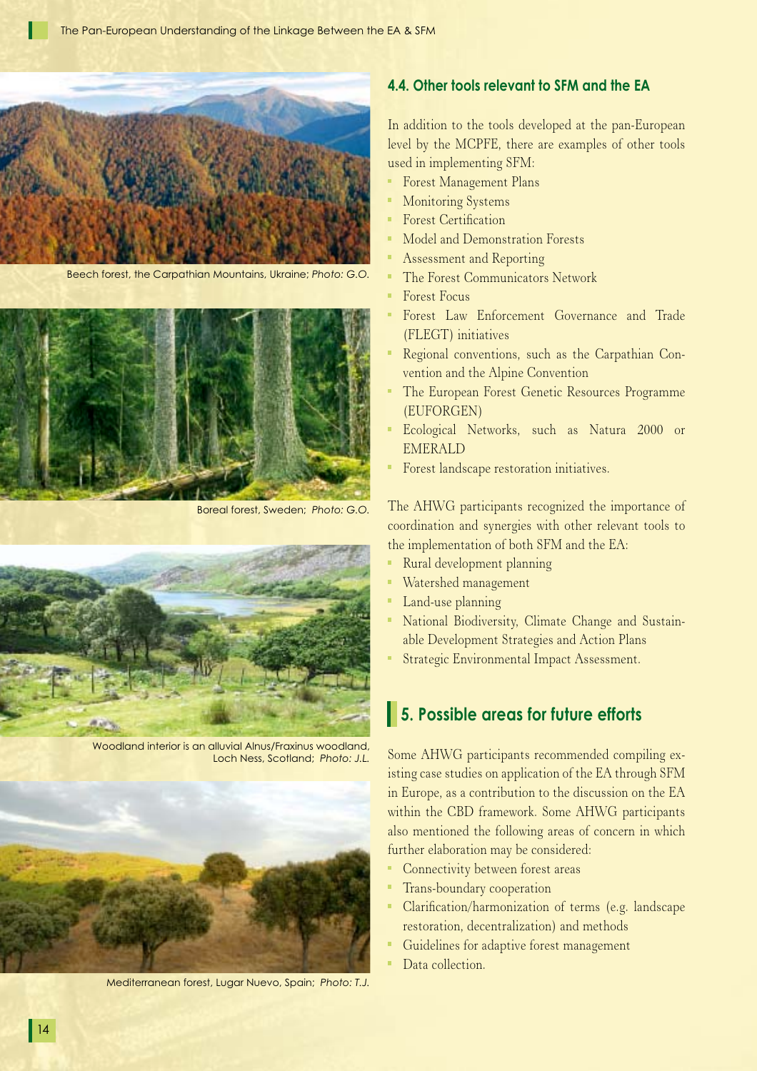Beech forest, the Carpathian Mountains, Ukraine; *Photo: G.O.*

Boreal forest, Sweden; *Photo: G.O.*

Woodland interior is an alluvial Alnus/Fraxinus woodland, Loch Ness, Scotland; *Photo: J.L.*

Mediterranean forest, Lugar Nuevo, Spain; *Photo: T.J.*

### 4.4. Other tools relevant to SFM and the EA

In addition to the tools developed at the pan-European level by the MCPFE, there are examples of other tools used in implementing SFM:

- Forest Management Plans
- Monitoring Systems
- Forest Certification
- Model and Demonstration Forests
- Assessment and Reporting
- The Forest Communicators Network
- Forest Focus
- Forest Law Enforcement Governance and Trade (FLEGT) initiatives
- Regional conventions, such as the Carpathian Convention and the Alpine Convention
- The European Forest Genetic Resources Programme (EUFORGEN)
- Ecological Networks, such as Natura 2000 or EMERALD
- Forest landscape restoration initiatives.

The AHWG participants recognized the importance of coordination and synergies with other relevant tools to the implementation of both SFM and the EA:

- Rural development planning
- Watershed management
- Land-use planning
- National Biodiversity, Climate Change and Sustainable Development Strategies and Action Plans
- Strategic Environmental Impact Assessment.

## 5. Possible areas for future efforts

Some AHWG participants recommended compiling existing case studies on application of the EA through SFM in Europe, as a contribution to the discussion on the EA within the CBD framework. Some AHWG participants also mentioned the following areas of concern in which further elaboration may be considered:

- Connectivity between forest areas
- Trans-boundary cooperation
- Clarification/harmonization of terms (e.g. landscape restoration, decentralization) and methods
- Guidelines for adaptive forest management
- Data collection.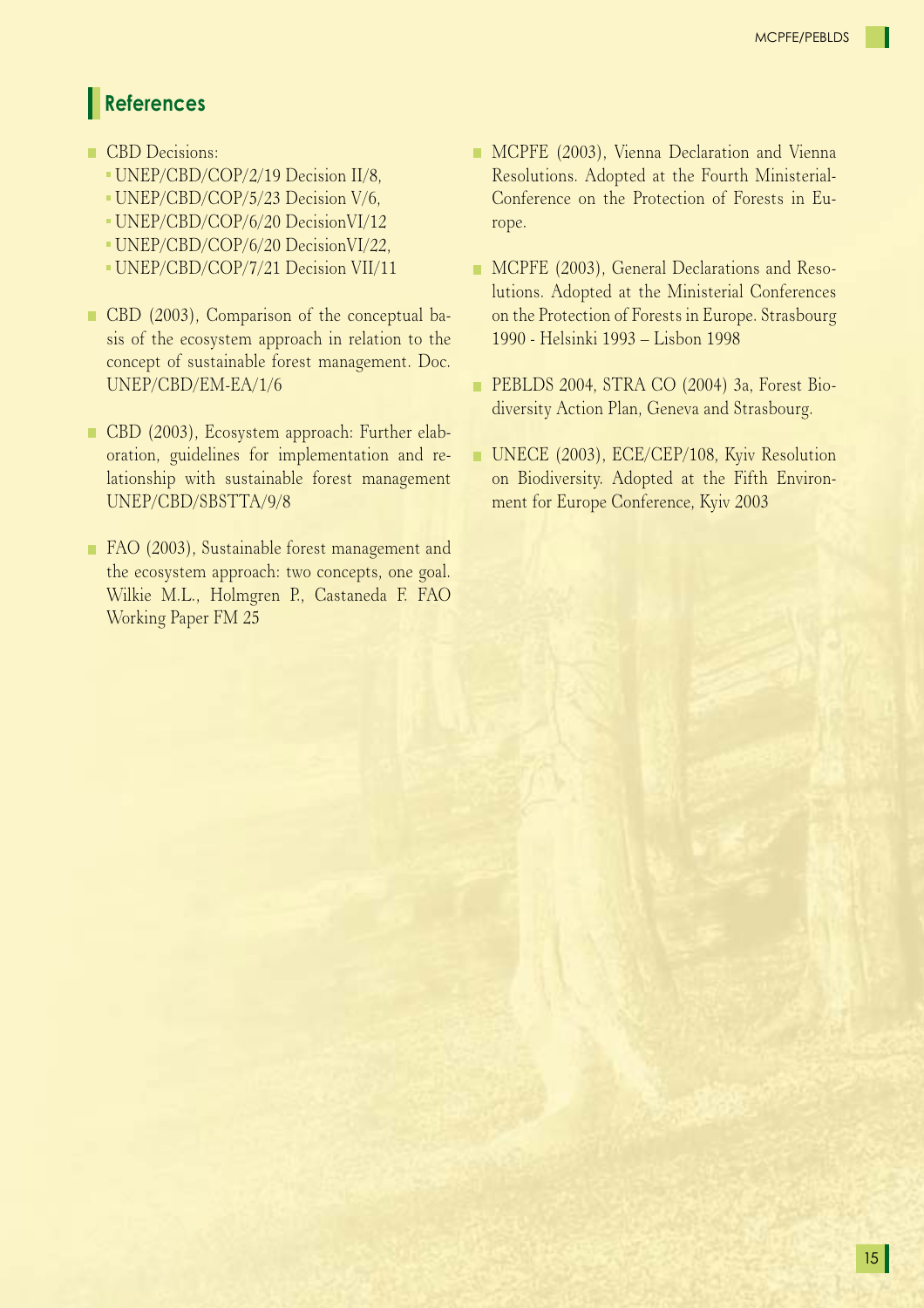## References

- CBD Decisions:
  - UNEP/CBD/COP/2/19 Decision II/8,
  - UNEP/CBD/COP/5/23 Decision V/6,
  - UNEP/CBD/COP/6/20 DecisionVI/12
  - UNEP/CBD/COP/6/20 DecisionVI/22,
  - UNEP/CBD/COP/7/21 Decision VII/11
- CBD (2003), Comparison of the conceptual basis of the ecosystem approach in relation to the concept of sustainable forest management. Doc. UNEP/CBD/EM-EA/1/6
- CBD (2003), Ecosystem approach: Further elaboration, guidelines for implementation and relationship with sustainable forest management UNEP/CBD/SBSTTA/9/8
- FAO (2003), Sustainable forest management and the ecosystem approach: two concepts, one goal. Wilkie M.L., Holmgren P., Castaneda F. FAO Working Paper FM 25
- MCPFE (2003), Vienna Declaration and Vienna Resolutions. Adopted at the Fourth Ministerial-Conference on the Protection of Forests in Europe.
- MCPFE (2003), General Declarations and Resolutions. Adopted at the Ministerial Conferences on the Protection of Forests in Europe. Strasbourg 1990 - Helsinki 1993 – Lisbon 1998
- PEBLDS 2004, STRA CO (2004) 3a, Forest Biodiversity Action Plan, Geneva and Strasbourg.
- UNECE (2003), ECE/CEP/108, Kyiv Resolution on Biodiversity. Adopted at the Fifth Environment for Europe Conference, Kyiv 2003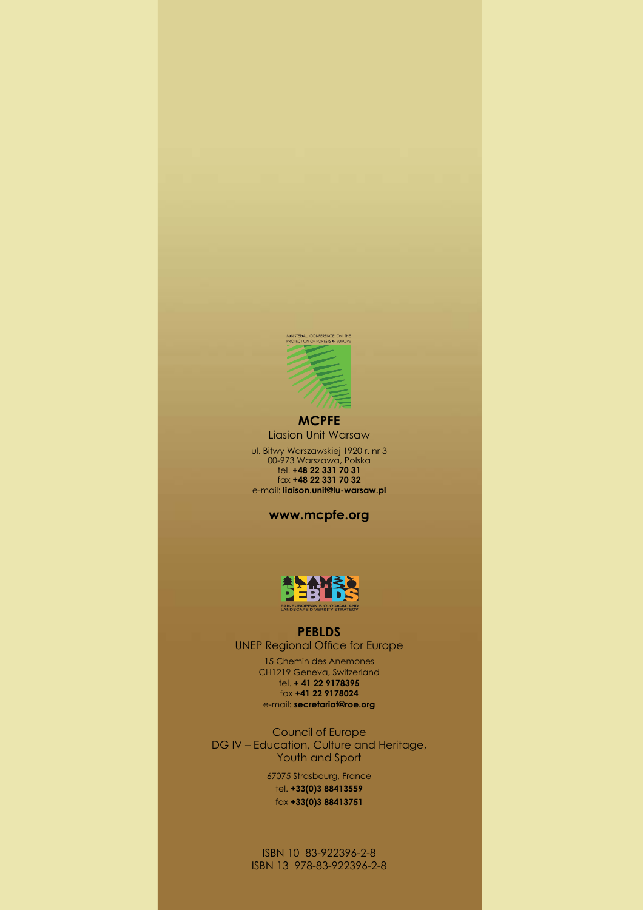MINISTERIAL CONFERENCE ON THE PROTECTION OF FORESTS IN EUROPE

**MCPFE**

Liasion Unit Warsaw

ul. Bitwy Warszawskiej 1920 r. nr 3
00-973 Warszawa, Polska
tel. **+48 22 331 70 31**
fax **+48 22 331 70 32**
e-mail: **liaison.unit@lu-warsaw.pl**

**www.mcpfe.org**

PEBLDS
PAN-EUROPEAN BIOLOGICAL AND LANDSCAPE DIVERSITY STRATEGY

**PEBLDS**

UNEP Regional Office for Europe

15 Chemin des Anemones
CH1219 Geneva, Switzerland
tel. **+ 41 22 9178395**
fax **+41 22 9178024**
e-mail: **secretariat@roe.org**

Council of Europe
DG IV – Education, Culture and Heritage, Youth and Sport

67075 Strasbourg, France
tel. **+33(0)3 88413559**
fax **+33(0)3 88413751**

ISBN 10 83-922396-2-8
ISBN 13 978-83-922396-2-8